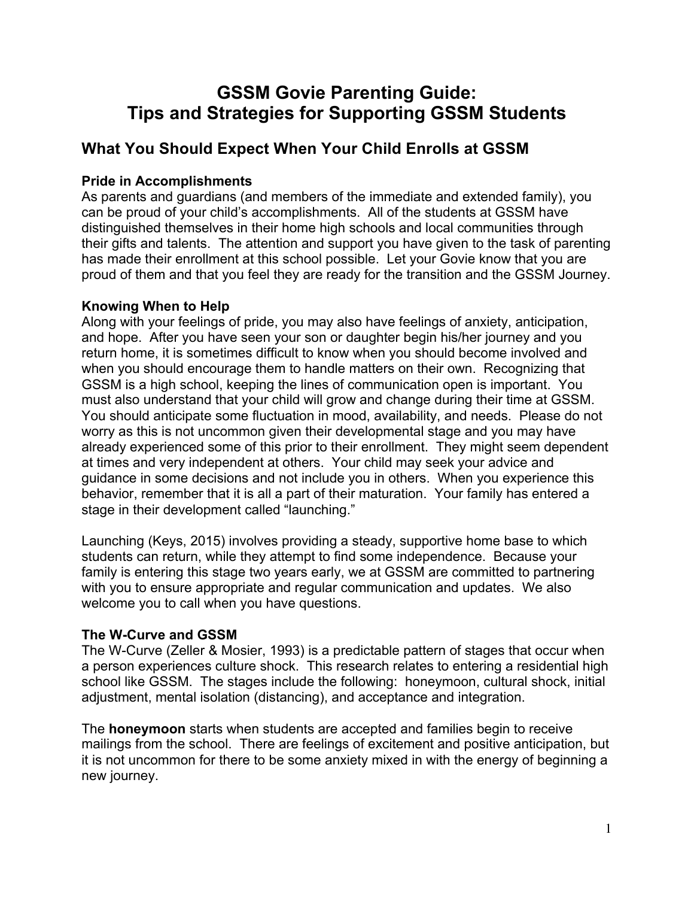# GSSM Govie Parenting Guide:
# Tips and Strategies for Supporting GSSM Students

## What You Should Expect When Your Child Enrolls at GSSM

### Pride in Accomplishments

As parents and guardians (and members of the immediate and extended family), you can be proud of your child's accomplishments. All of the students at GSSM have distinguished themselves in their home high schools and local communities through their gifts and talents. The attention and support you have given to the task of parenting has made their enrollment at this school possible. Let your Govie know that you are proud of them and that you feel they are ready for the transition and the GSSM Journey.

### Knowing When to Help

Along with your feelings of pride, you may also have feelings of anxiety, anticipation, and hope. After you have seen your son or daughter begin his/her journey and you return home, it is sometimes difficult to know when you should become involved and when you should encourage them to handle matters on their own. Recognizing that GSSM is a high school, keeping the lines of communication open is important. You must also understand that your child will grow and change during their time at GSSM. You should anticipate some fluctuation in mood, availability, and needs. Please do not worry as this is not uncommon given their developmental stage and you may have already experienced some of this prior to their enrollment. They might seem dependent at times and very independent at others. Your child may seek your advice and guidance in some decisions and not include you in others. When you experience this behavior, remember that it is all a part of their maturation. Your family has entered a stage in their development called "launching."

Launching (Keys, 2015) involves providing a steady, supportive home base to which students can return, while they attempt to find some independence. Because your family is entering this stage two years early, we at GSSM are committed to partnering with you to ensure appropriate and regular communication and updates. We also welcome you to call when you have questions.

### The W-Curve and GSSM

The W-Curve (Zeller & Mosier, 1993) is a predictable pattern of stages that occur when a person experiences culture shock. This research relates to entering a residential high school like GSSM. The stages include the following: honeymoon, cultural shock, initial adjustment, mental isolation (distancing), and acceptance and integration.

The **honeymoon** starts when students are accepted and families begin to receive mailings from the school. There are feelings of excitement and positive anticipation, but it is not uncommon for there to be some anxiety mixed in with the energy of beginning a new journey.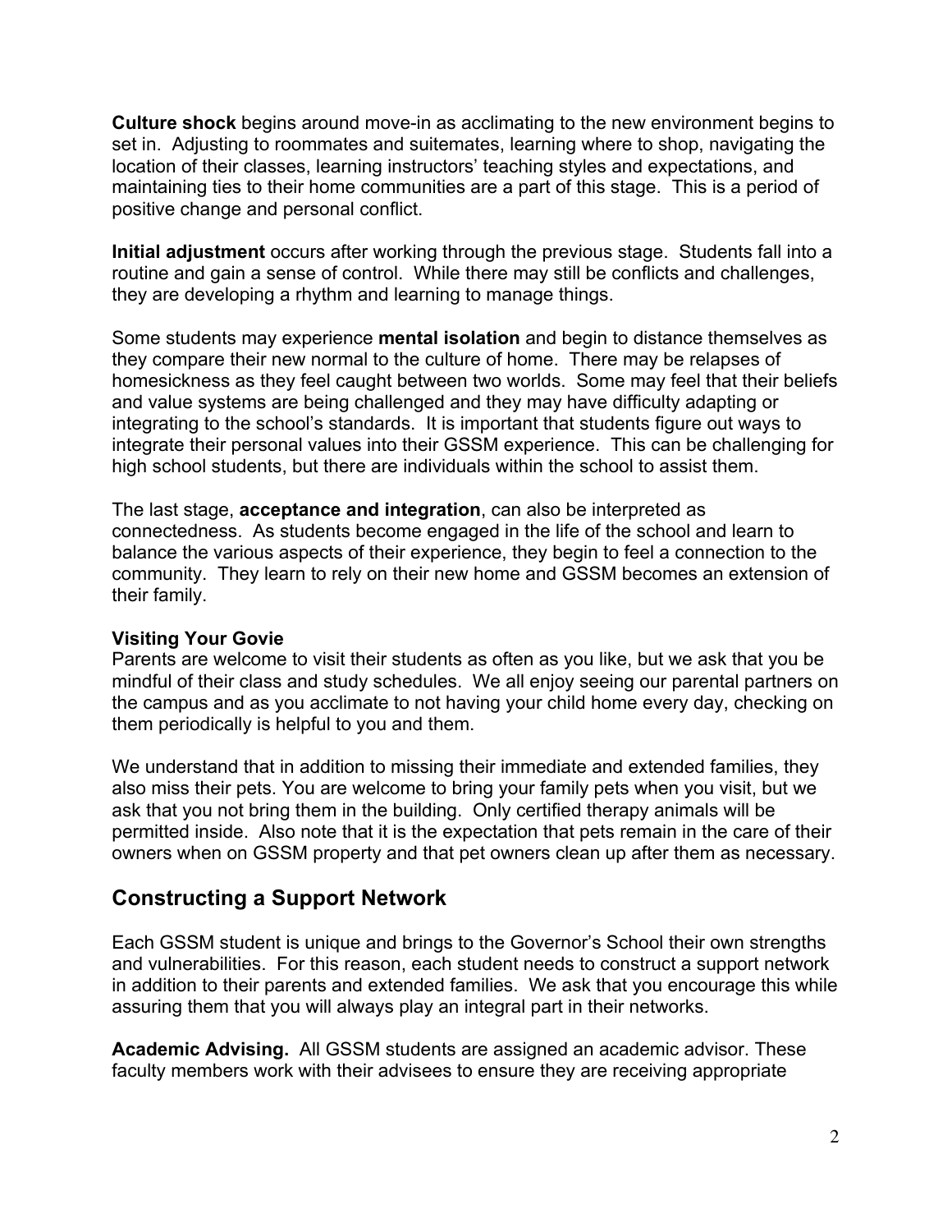**Culture shock** begins around move-in as acclimating to the new environment begins to set in. Adjusting to roommates and suitemates, learning where to shop, navigating the location of their classes, learning instructors' teaching styles and expectations, and maintaining ties to their home communities are a part of this stage. This is a period of positive change and personal conflict.

**Initial adjustment** occurs after working through the previous stage. Students fall into a routine and gain a sense of control. While there may still be conflicts and challenges, they are developing a rhythm and learning to manage things.

Some students may experience **mental isolation** and begin to distance themselves as they compare their new normal to the culture of home. There may be relapses of homesickness as they feel caught between two worlds. Some may feel that their beliefs and value systems are being challenged and they may have difficulty adapting or integrating to the school's standards. It is important that students figure out ways to integrate their personal values into their GSSM experience. This can be challenging for high school students, but there are individuals within the school to assist them.

The last stage, **acceptance and integration**, can also be interpreted as connectedness. As students become engaged in the life of the school and learn to balance the various aspects of their experience, they begin to feel a connection to the community. They learn to rely on their new home and GSSM becomes an extension of their family.

**Visiting Your Govie**
Parents are welcome to visit their students as often as you like, but we ask that you be mindful of their class and study schedules. We all enjoy seeing our parental partners on the campus and as you acclimate to not having your child home every day, checking on them periodically is helpful to you and them.

We understand that in addition to missing their immediate and extended families, they also miss their pets. You are welcome to bring your family pets when you visit, but we ask that you not bring them in the building. Only certified therapy animals will be permitted inside. Also note that it is the expectation that pets remain in the care of their owners when on GSSM property and that pet owners clean up after them as necessary.

## Constructing a Support Network

Each GSSM student is unique and brings to the Governor's School their own strengths and vulnerabilities. For this reason, each student needs to construct a support network in addition to their parents and extended families. We ask that you encourage this while assuring them that you will always play an integral part in their networks.

**Academic Advising.** All GSSM students are assigned an academic advisor. These faculty members work with their advisees to ensure they are receiving appropriate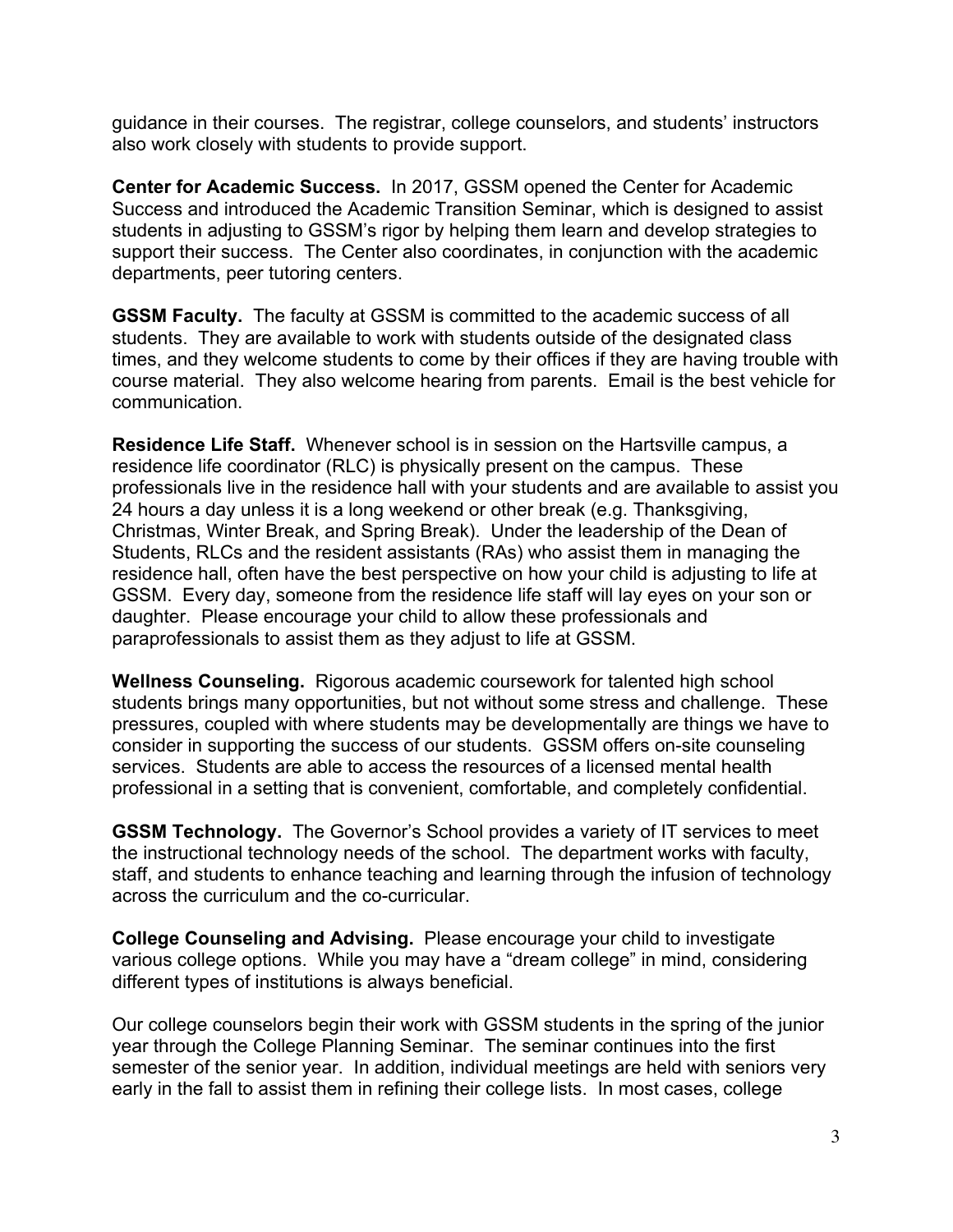guidance in their courses. The registrar, college counselors, and students' instructors also work closely with students to provide support.

**Center for Academic Success.** In 2017, GSSM opened the Center for Academic Success and introduced the Academic Transition Seminar, which is designed to assist students in adjusting to GSSM's rigor by helping them learn and develop strategies to support their success. The Center also coordinates, in conjunction with the academic departments, peer tutoring centers.

**GSSM Faculty.** The faculty at GSSM is committed to the academic success of all students. They are available to work with students outside of the designated class times, and they welcome students to come by their offices if they are having trouble with course material. They also welcome hearing from parents. Email is the best vehicle for communication.

**Residence Life Staff.** Whenever school is in session on the Hartsville campus, a residence life coordinator (RLC) is physically present on the campus. These professionals live in the residence hall with your students and are available to assist you 24 hours a day unless it is a long weekend or other break (e.g. Thanksgiving, Christmas, Winter Break, and Spring Break). Under the leadership of the Dean of Students, RLCs and the resident assistants (RAs) who assist them in managing the residence hall, often have the best perspective on how your child is adjusting to life at GSSM. Every day, someone from the residence life staff will lay eyes on your son or daughter. Please encourage your child to allow these professionals and paraprofessionals to assist them as they adjust to life at GSSM.

**Wellness Counseling.** Rigorous academic coursework for talented high school students brings many opportunities, but not without some stress and challenge. These pressures, coupled with where students may be developmentally are things we have to consider in supporting the success of our students. GSSM offers on-site counseling services. Students are able to access the resources of a licensed mental health professional in a setting that is convenient, comfortable, and completely confidential.

**GSSM Technology.** The Governor's School provides a variety of IT services to meet the instructional technology needs of the school. The department works with faculty, staff, and students to enhance teaching and learning through the infusion of technology across the curriculum and the co-curricular.

**College Counseling and Advising.** Please encourage your child to investigate various college options. While you may have a "dream college" in mind, considering different types of institutions is always beneficial.

Our college counselors begin their work with GSSM students in the spring of the junior year through the College Planning Seminar. The seminar continues into the first semester of the senior year. In addition, individual meetings are held with seniors very early in the fall to assist them in refining their college lists. In most cases, college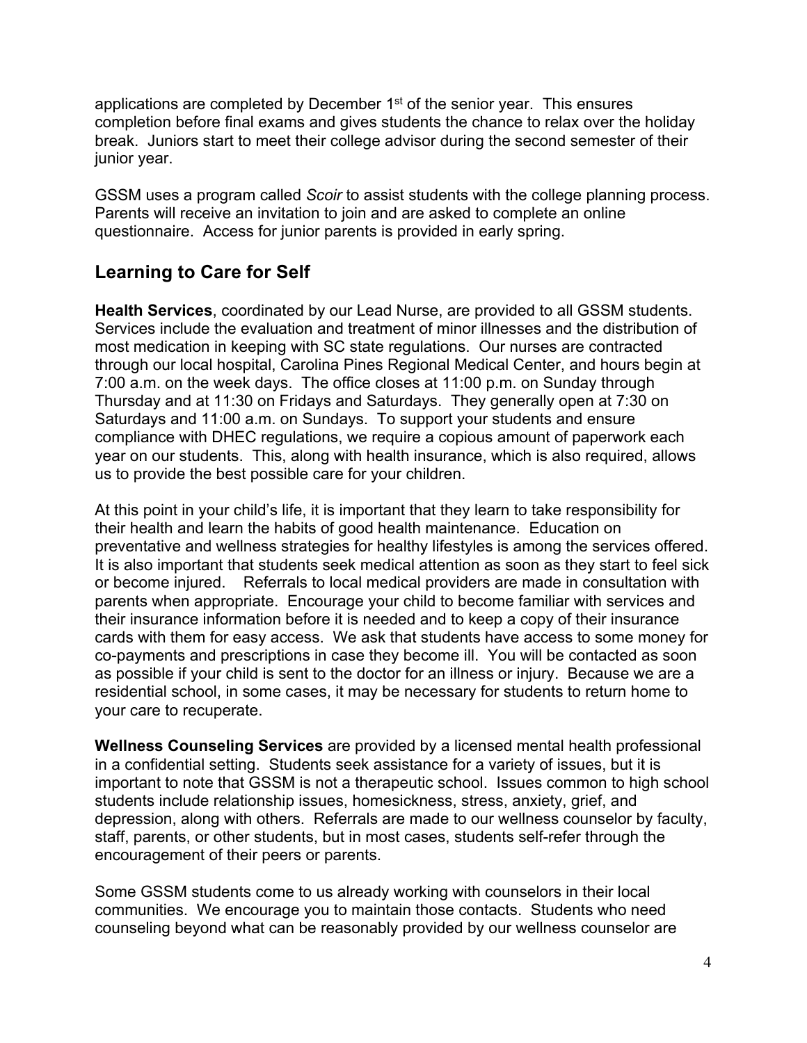applications are completed by December 1st of the senior year. This ensures completion before final exams and gives students the chance to relax over the holiday break. Juniors start to meet their college advisor during the second semester of their junior year.

GSSM uses a program called *Scoir* to assist students with the college planning process. Parents will receive an invitation to join and are asked to complete an online questionnaire. Access for junior parents is provided in early spring.

## Learning to Care for Self

**Health Services**, coordinated by our Lead Nurse, are provided to all GSSM students. Services include the evaluation and treatment of minor illnesses and the distribution of most medication in keeping with SC state regulations. Our nurses are contracted through our local hospital, Carolina Pines Regional Medical Center, and hours begin at 7:00 a.m. on the week days. The office closes at 11:00 p.m. on Sunday through Thursday and at 11:30 on Fridays and Saturdays. They generally open at 7:30 on Saturdays and 11:00 a.m. on Sundays. To support your students and ensure compliance with DHEC regulations, we require a copious amount of paperwork each year on our students. This, along with health insurance, which is also required, allows us to provide the best possible care for your children.

At this point in your child's life, it is important that they learn to take responsibility for their health and learn the habits of good health maintenance. Education on preventative and wellness strategies for healthy lifestyles is among the services offered. It is also important that students seek medical attention as soon as they start to feel sick or become injured. Referrals to local medical providers are made in consultation with parents when appropriate. Encourage your child to become familiar with services and their insurance information before it is needed and to keep a copy of their insurance cards with them for easy access. We ask that students have access to some money for co-payments and prescriptions in case they become ill. You will be contacted as soon as possible if your child is sent to the doctor for an illness or injury. Because we are a residential school, in some cases, it may be necessary for students to return home to your care to recuperate.

**Wellness Counseling Services** are provided by a licensed mental health professional in a confidential setting. Students seek assistance for a variety of issues, but it is important to note that GSSM is not a therapeutic school. Issues common to high school students include relationship issues, homesickness, stress, anxiety, grief, and depression, along with others. Referrals are made to our wellness counselor by faculty, staff, parents, or other students, but in most cases, students self-refer through the encouragement of their peers or parents.

Some GSSM students come to us already working with counselors in their local communities. We encourage you to maintain those contacts. Students who need counseling beyond what can be reasonably provided by our wellness counselor are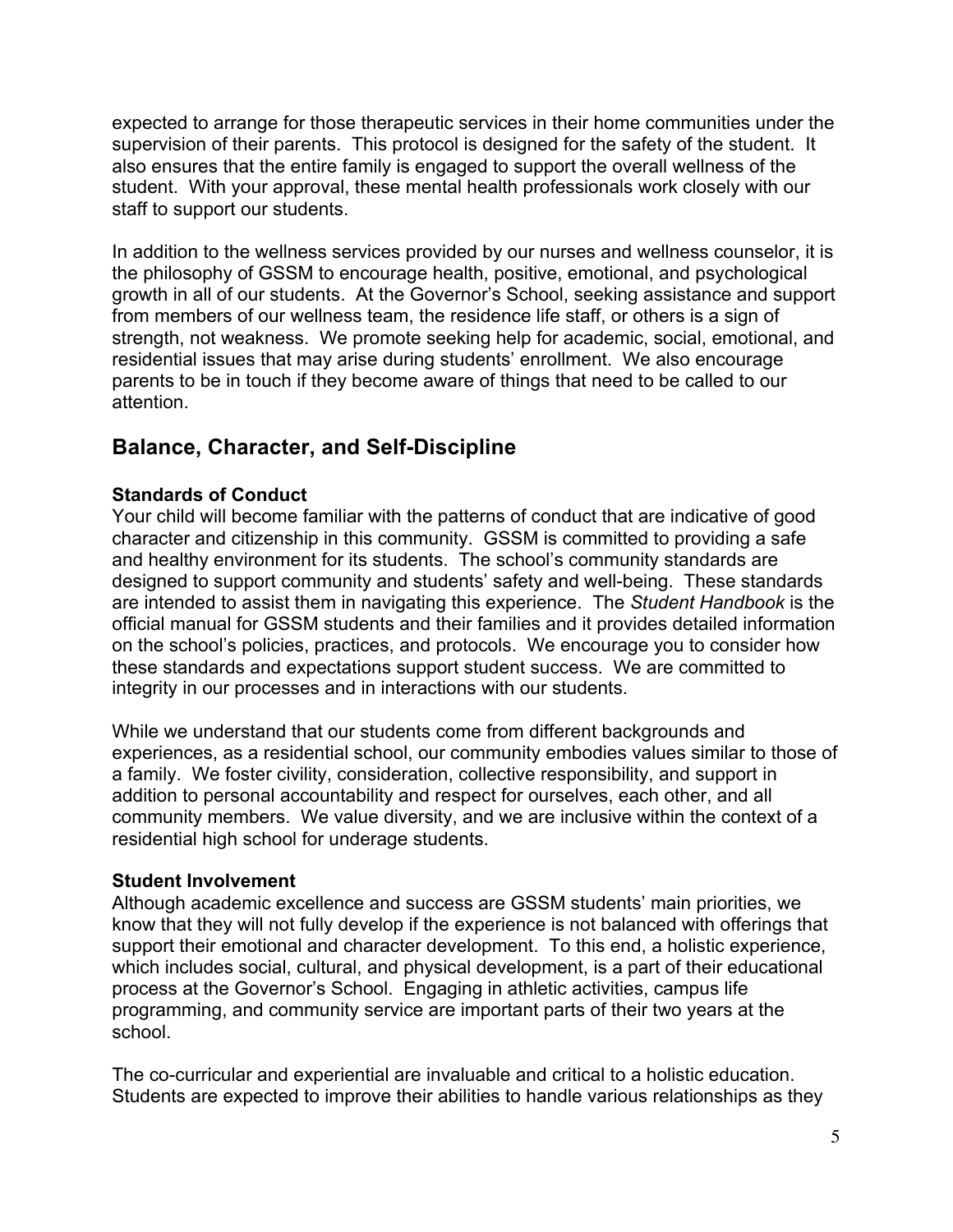expected to arrange for those therapeutic services in their home communities under the supervision of their parents. This protocol is designed for the safety of the student. It also ensures that the entire family is engaged to support the overall wellness of the student. With your approval, these mental health professionals work closely with our staff to support our students.

In addition to the wellness services provided by our nurses and wellness counselor, it is the philosophy of GSSM to encourage health, positive, emotional, and psychological growth in all of our students. At the Governor's School, seeking assistance and support from members of our wellness team, the residence life staff, or others is a sign of strength, not weakness. We promote seeking help for academic, social, emotional, and residential issues that may arise during students' enrollment. We also encourage parents to be in touch if they become aware of things that need to be called to our attention.

## Balance, Character, and Self-Discipline

**Standards of Conduct**

Your child will become familiar with the patterns of conduct that are indicative of good character and citizenship in this community. GSSM is committed to providing a safe and healthy environment for its students. The school's community standards are designed to support community and students' safety and well-being. These standards are intended to assist them in navigating this experience. The *Student Handbook* is the official manual for GSSM students and their families and it provides detailed information on the school's policies, practices, and protocols. We encourage you to consider how these standards and expectations support student success. We are committed to integrity in our processes and in interactions with our students.

While we understand that our students come from different backgrounds and experiences, as a residential school, our community embodies values similar to those of a family. We foster civility, consideration, collective responsibility, and support in addition to personal accountability and respect for ourselves, each other, and all community members. We value diversity, and we are inclusive within the context of a residential high school for underage students.

**Student Involvement**

Although academic excellence and success are GSSM students' main priorities, we know that they will not fully develop if the experience is not balanced with offerings that support their emotional and character development. To this end, a holistic experience, which includes social, cultural, and physical development, is a part of their educational process at the Governor's School. Engaging in athletic activities, campus life programming, and community service are important parts of their two years at the school.

The co-curricular and experiential are invaluable and critical to a holistic education. Students are expected to improve their abilities to handle various relationships as they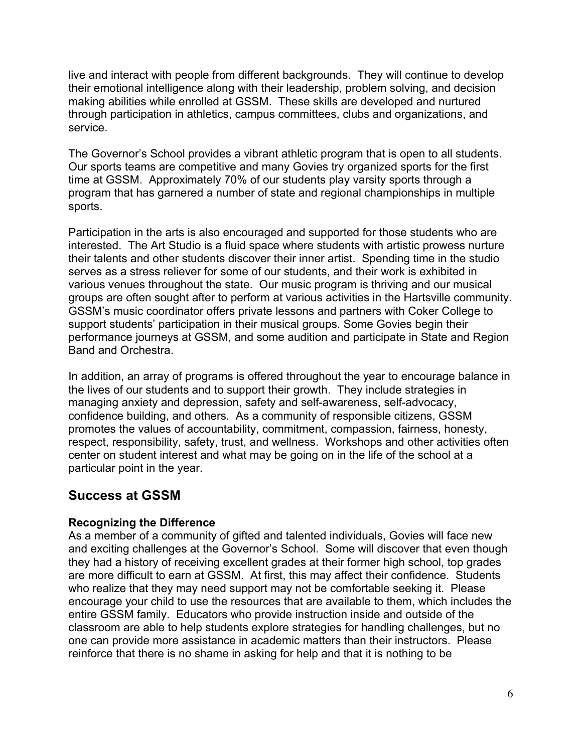live and interact with people from different backgrounds. They will continue to develop their emotional intelligence along with their leadership, problem solving, and decision making abilities while enrolled at GSSM. These skills are developed and nurtured through participation in athletics, campus committees, clubs and organizations, and service.

The Governor's School provides a vibrant athletic program that is open to all students. Our sports teams are competitive and many Govies try organized sports for the first time at GSSM. Approximately 70% of our students play varsity sports through a program that has garnered a number of state and regional championships in multiple sports.

Participation in the arts is also encouraged and supported for those students who are interested. The Art Studio is a fluid space where students with artistic prowess nurture their talents and other students discover their inner artist. Spending time in the studio serves as a stress reliever for some of our students, and their work is exhibited in various venues throughout the state. Our music program is thriving and our musical groups are often sought after to perform at various activities in the Hartsville community. GSSM's music coordinator offers private lessons and partners with Coker College to support students' participation in their musical groups. Some Govies begin their performance journeys at GSSM, and some audition and participate in State and Region Band and Orchestra.

In addition, an array of programs is offered throughout the year to encourage balance in the lives of our students and to support their growth. They include strategies in managing anxiety and depression, safety and self-awareness, self-advocacy, confidence building, and others. As a community of responsible citizens, GSSM promotes the values of accountability, commitment, compassion, fairness, honesty, respect, responsibility, safety, trust, and wellness. Workshops and other activities often center on student interest and what may be going on in the life of the school at a particular point in the year.

## Success at GSSM

**Recognizing the Difference**

As a member of a community of gifted and talented individuals, Govies will face new and exciting challenges at the Governor's School. Some will discover that even though they had a history of receiving excellent grades at their former high school, top grades are more difficult to earn at GSSM. At first, this may affect their confidence. Students who realize that they may need support may not be comfortable seeking it. Please encourage your child to use the resources that are available to them, which includes the entire GSSM family. Educators who provide instruction inside and outside of the classroom are able to help students explore strategies for handling challenges, but no one can provide more assistance in academic matters than their instructors. Please reinforce that there is no shame in asking for help and that it is nothing to be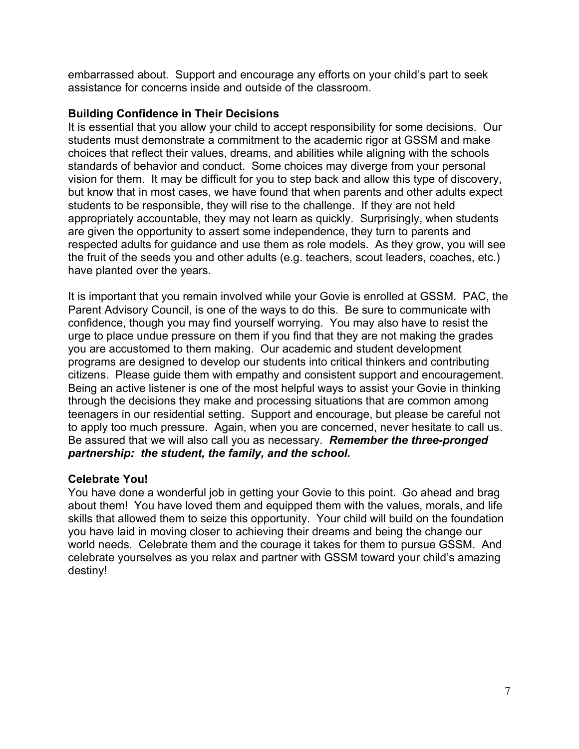embarrassed about. Support and encourage any efforts on your child's part to seek assistance for concerns inside and outside of the classroom.

**Building Confidence in Their Decisions**

It is essential that you allow your child to accept responsibility for some decisions. Our students must demonstrate a commitment to the academic rigor at GSSM and make choices that reflect their values, dreams, and abilities while aligning with the schools standards of behavior and conduct. Some choices may diverge from your personal vision for them. It may be difficult for you to step back and allow this type of discovery, but know that in most cases, we have found that when parents and other adults expect students to be responsible, they will rise to the challenge. If they are not held appropriately accountable, they may not learn as quickly. Surprisingly, when students are given the opportunity to assert some independence, they turn to parents and respected adults for guidance and use them as role models. As they grow, you will see the fruit of the seeds you and other adults (e.g. teachers, scout leaders, coaches, etc.) have planted over the years.

It is important that you remain involved while your Govie is enrolled at GSSM. PAC, the Parent Advisory Council, is one of the ways to do this. Be sure to communicate with confidence, though you may find yourself worrying. You may also have to resist the urge to place undue pressure on them if you find that they are not making the grades you are accustomed to them making. Our academic and student development programs are designed to develop our students into critical thinkers and contributing citizens. Please guide them with empathy and consistent support and encouragement. Being an active listener is one of the most helpful ways to assist your Govie in thinking through the decisions they make and processing situations that are common among teenagers in our residential setting. Support and encourage, but please be careful not to apply too much pressure. Again, when you are concerned, never hesitate to call us. Be assured that we will also call you as necessary. ***Remember the three-pronged partnership: the student, the family, and the school.***

**Celebrate You!**

You have done a wonderful job in getting your Govie to this point. Go ahead and brag about them! You have loved them and equipped them with the values, morals, and life skills that allowed them to seize this opportunity. Your child will build on the foundation you have laid in moving closer to achieving their dreams and being the change our world needs. Celebrate them and the courage it takes for them to pursue GSSM. And celebrate yourselves as you relax and partner with GSSM toward your child's amazing destiny!